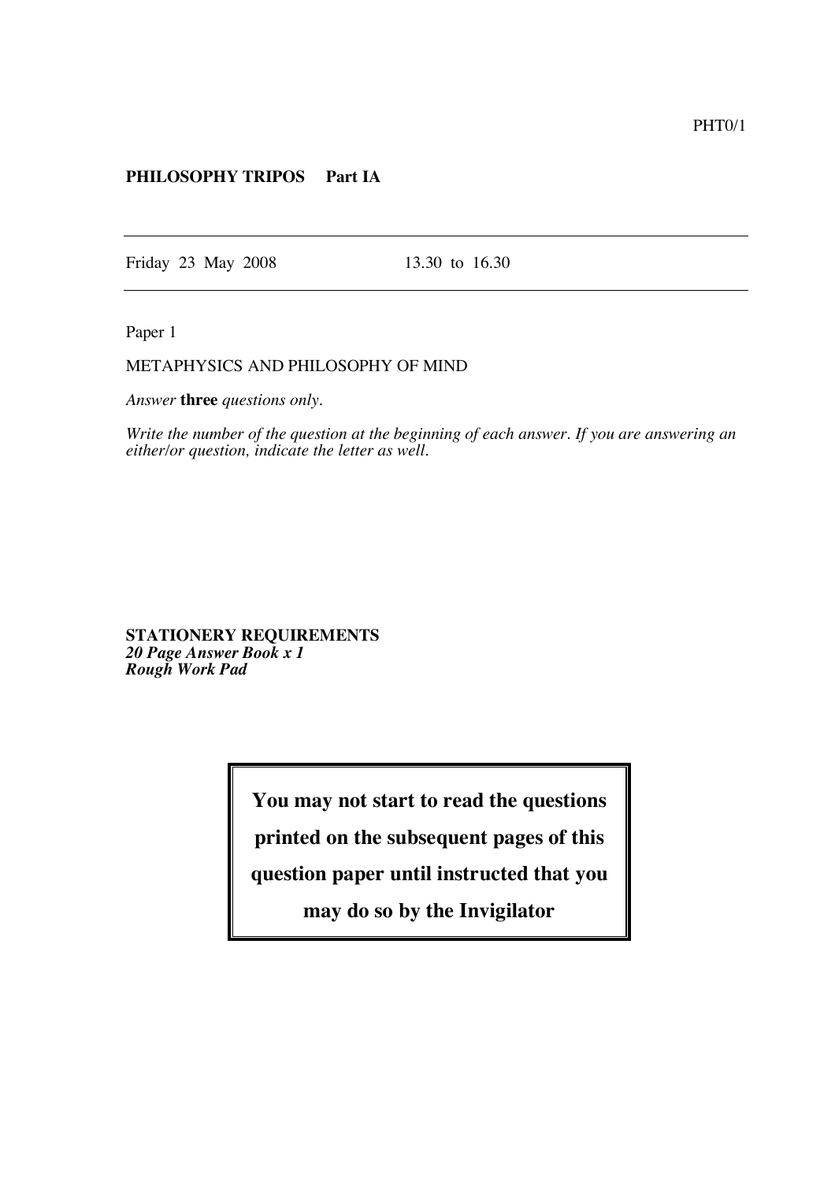PHT0/1

**PHILOSOPHY TRIPOS Part IA**

---

Friday 23 May 2008 13.30 to 16.30

---

Paper 1

METAPHYSICS AND PHILOSOPHY OF MIND

*Answer* **three** *questions only.*

*Write the number of the question at the beginning of each answer. If you are answering an either/or question, indicate the letter as well.*

**STATIONERY REQUIREMENTS**
***20 Page Answer Book x 1***
***Rough Work Pad***

**You may not start to read the questions printed on the subsequent pages of this question paper until instructed that you may do so by the Invigilator**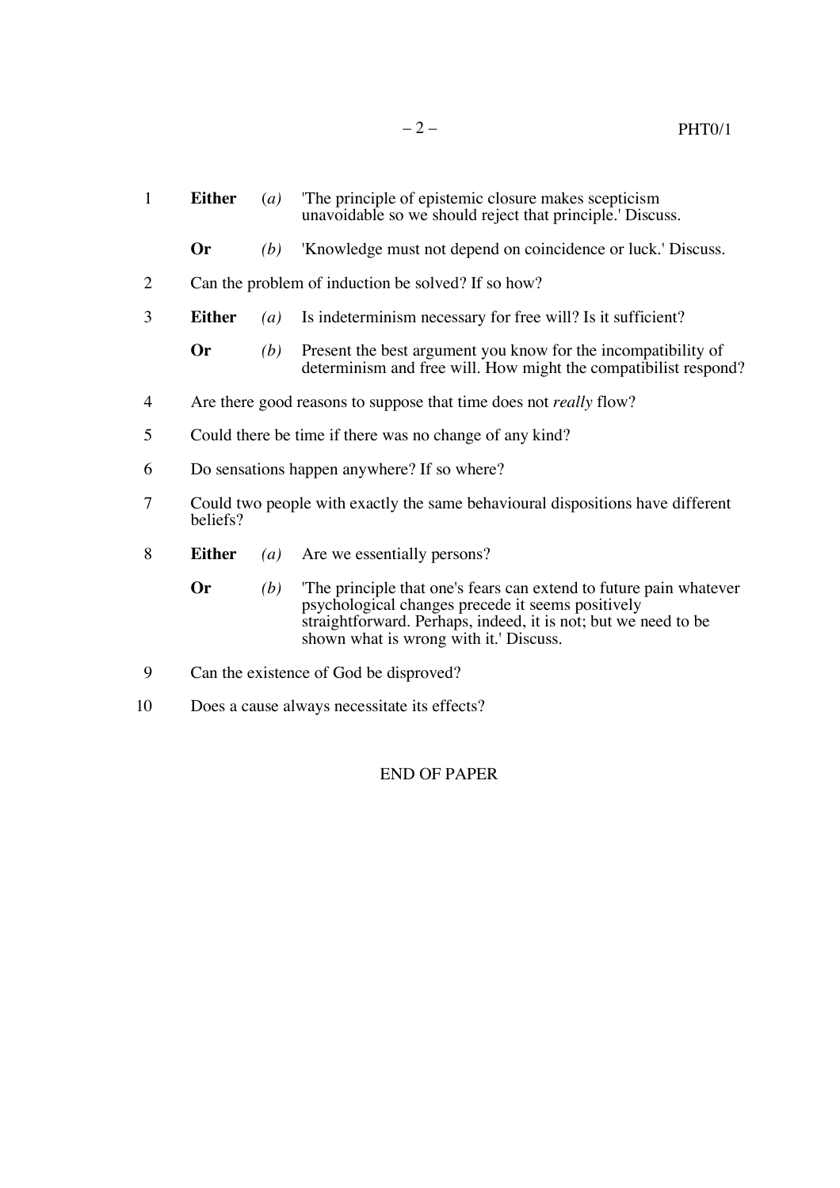1 **Either** (*a*) 'The principle of epistemic closure makes scepticism unavoidable so we should reject that principle.' Discuss.

**Or** (*b*) 'Knowledge must not depend on coincidence or luck.' Discuss.

2 Can the problem of induction be solved? If so how?

3 **Either** (*a*) Is indeterminism necessary for free will? Is it sufficient?

**Or** (*b*) Present the best argument you know for the incompatibility of determinism and free will. How might the compatibilist respond?

4 Are there good reasons to suppose that time does not *really* flow?

5 Could there be time if there was no change of any kind?

6 Do sensations happen anywhere? If so where?

7 Could two people with exactly the same behavioural dispositions have different beliefs?

8 **Either** (*a*) Are we essentially persons?

**Or** (*b*) 'The principle that one's fears can extend to future pain whatever psychological changes precede it seems positively straightforward. Perhaps, indeed, it is not; but we need to be shown what is wrong with it.' Discuss.

9 Can the existence of God be disproved?

10 Does a cause always necessitate its effects?

END OF PAPER